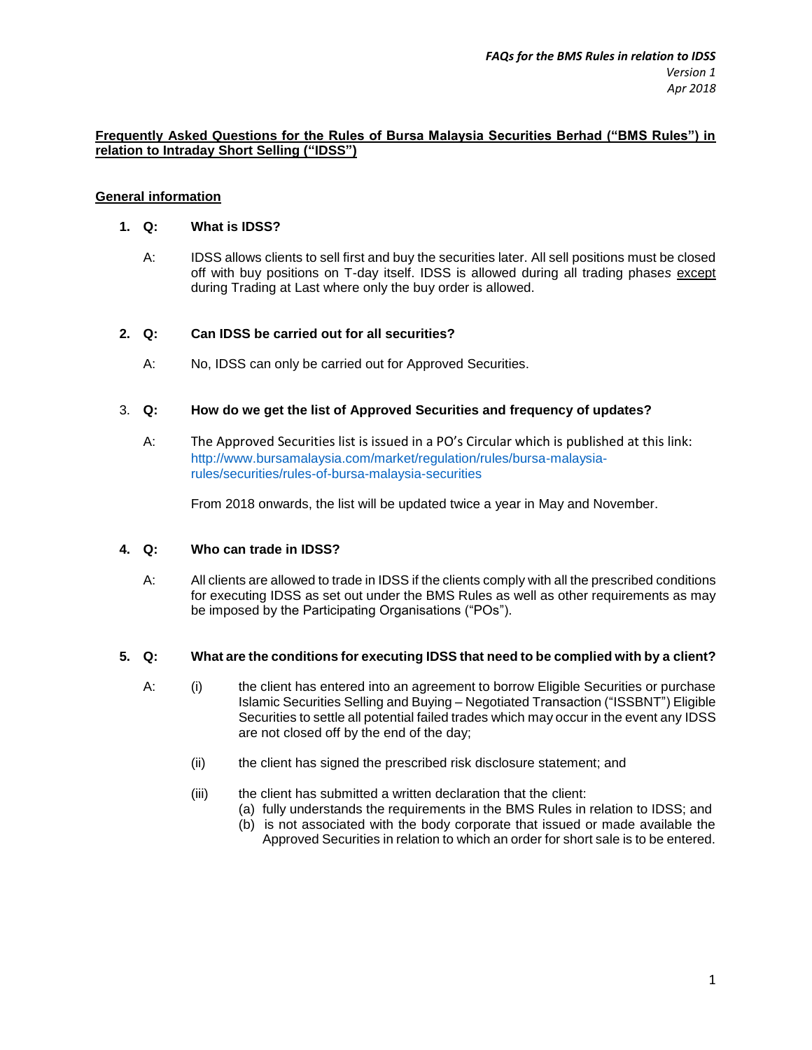## Frequently Asked Questions for the Rules of Bursa Malaysia Securities Berhad ("BMS Rules") in relation to Intraday Short Selling ("IDSS")

### General information

**1. Q: What is IDSS?**

A: IDSS allows clients to sell first and buy the securities later. All sell positions must be closed off with buy positions on T-day itself. IDSS is allowed during all trading phases <u>except</u> during Trading at Last where only the buy order is allowed.

**2. Q: Can IDSS be carried out for all securities?**

A: No, IDSS can only be carried out for Approved Securities.

3. **Q: How do we get the list of Approved Securities and frequency of updates?**

A: The Approved Securities list is issued in a PO's Circular which is published at this link: http://www.bursamalaysia.com/market/regulation/rules/bursa-malaysia-rules/securities/rules-of-bursa-malaysia-securities

From 2018 onwards, the list will be updated twice a year in May and November.

**4. Q: Who can trade in IDSS?**

A: All clients are allowed to trade in IDSS if the clients comply with all the prescribed conditions for executing IDSS as set out under the BMS Rules as well as other requirements as may be imposed by the Participating Organisations ("POs").

**5. Q: What are the conditions for executing IDSS that need to be complied with by a client?**

A:
- (i) the client has entered into an agreement to borrow Eligible Securities or purchase Islamic Securities Selling and Buying – Negotiated Transaction ("ISSBNT") Eligible Securities to settle all potential failed trades which may occur in the event any IDSS are not closed off by the end of the day;
- (ii) the client has signed the prescribed risk disclosure statement; and
- (iii) the client has submitted a written declaration that the client:
  - (a) fully understands the requirements in the BMS Rules in relation to IDSS; and
  - (b) is not associated with the body corporate that issued or made available the Approved Securities in relation to which an order for short sale is to be entered.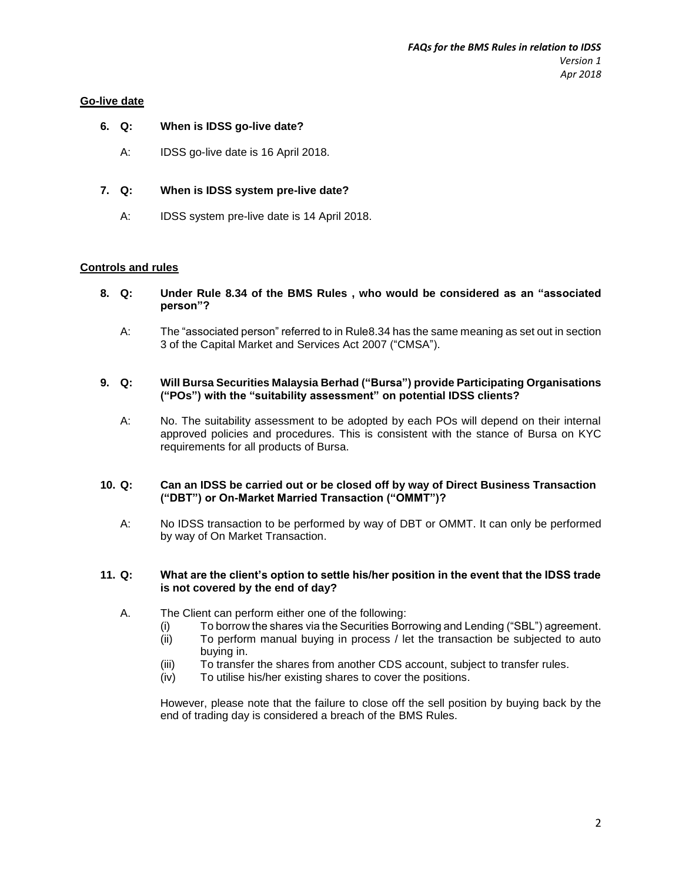**Go-live date**

**6. Q: When is IDSS go-live date?**

A: IDSS go-live date is 16 April 2018.

**7. Q: When is IDSS system pre-live date?**

A: IDSS system pre-live date is 14 April 2018.

**Controls and rules**

**8. Q: Under Rule 8.34 of the BMS Rules , who would be considered as an "associated person"?**

A: The "associated person" referred to in Rule8.34 has the same meaning as set out in section 3 of the Capital Market and Services Act 2007 ("CMSA").

**9. Q: Will Bursa Securities Malaysia Berhad ("Bursa") provide Participating Organisations ("POs") with the "suitability assessment" on potential IDSS clients?**

A: No. The suitability assessment to be adopted by each POs will depend on their internal approved policies and procedures. This is consistent with the stance of Bursa on KYC requirements for all products of Bursa.

**10. Q: Can an IDSS be carried out or be closed off by way of Direct Business Transaction ("DBT") or On-Market Married Transaction ("OMMT")?**

A: No IDSS transaction to be performed by way of DBT or OMMT. It can only be performed by way of On Market Transaction.

**11. Q: What are the client's option to settle his/her position in the event that the IDSS trade is not covered by the end of day?**

A. The Client can perform either one of the following:

(i) To borrow the shares via the Securities Borrowing and Lending ("SBL") agreement.
(ii) To perform manual buying in process / let the transaction be subjected to auto buying in.
(iii) To transfer the shares from another CDS account, subject to transfer rules.
(iv) To utilise his/her existing shares to cover the positions.

However, please note that the failure to close off the sell position by buying back by the end of trading day is considered a breach of the BMS Rules.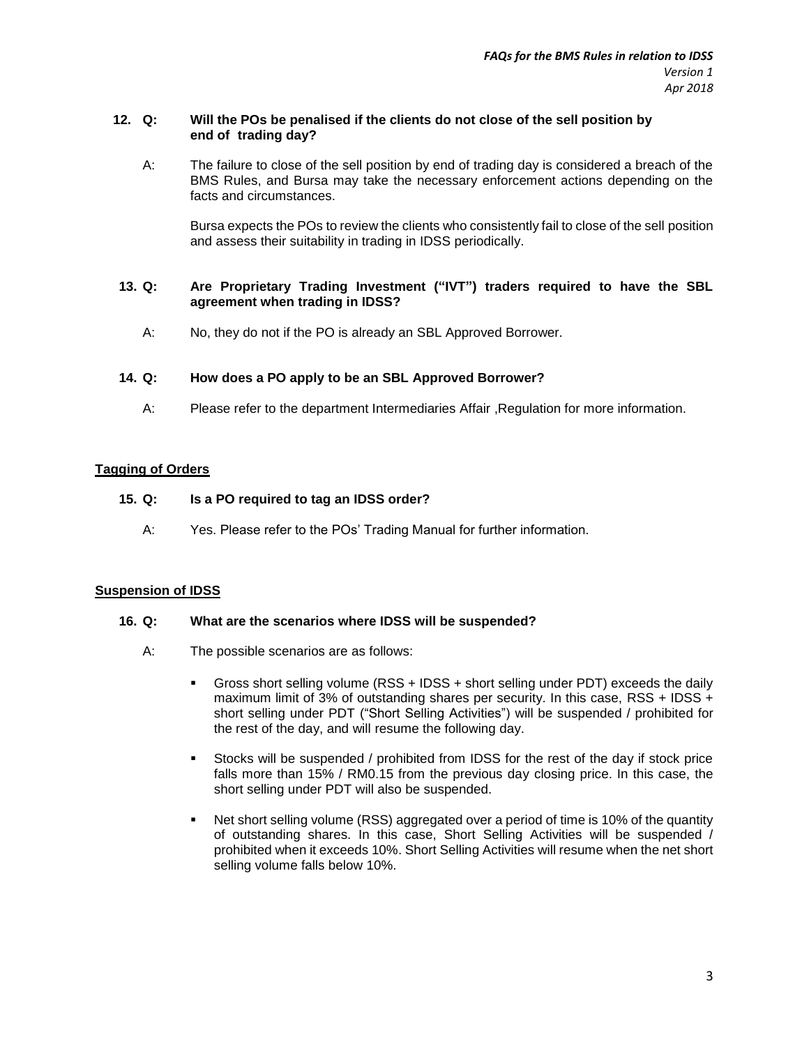**12. Q: Will the POs be penalised if the clients do not close of the sell position by end of trading day?**

A: The failure to close of the sell position by end of trading day is considered a breach of the BMS Rules, and Bursa may take the necessary enforcement actions depending on the facts and circumstances.

Bursa expects the POs to review the clients who consistently fail to close of the sell position and assess their suitability in trading in IDSS periodically.

**13. Q: Are Proprietary Trading Investment ("IVT") traders required to have the SBL agreement when trading in IDSS?**

A: No, they do not if the PO is already an SBL Approved Borrower.

**14. Q: How does a PO apply to be an SBL Approved Borrower?**

A: Please refer to the department Intermediaries Affair ,Regulation for more information.

## Tagging of Orders

**15. Q: Is a PO required to tag an IDSS order?**

A: Yes. Please refer to the POs' Trading Manual for further information.

## Suspension of IDSS

**16. Q: What are the scenarios where IDSS will be suspended?**

A: The possible scenarios are as follows:

- Gross short selling volume (RSS + IDSS + short selling under PDT) exceeds the daily maximum limit of 3% of outstanding shares per security. In this case, RSS + IDSS + short selling under PDT ("Short Selling Activities") will be suspended / prohibited for the rest of the day, and will resume the following day.
- Stocks will be suspended / prohibited from IDSS for the rest of the day if stock price falls more than 15% / RM0.15 from the previous day closing price. In this case, the short selling under PDT will also be suspended.
- Net short selling volume (RSS) aggregated over a period of time is 10% of the quantity of outstanding shares. In this case, Short Selling Activities will be suspended / prohibited when it exceeds 10%. Short Selling Activities will resume when the net short selling volume falls below 10%.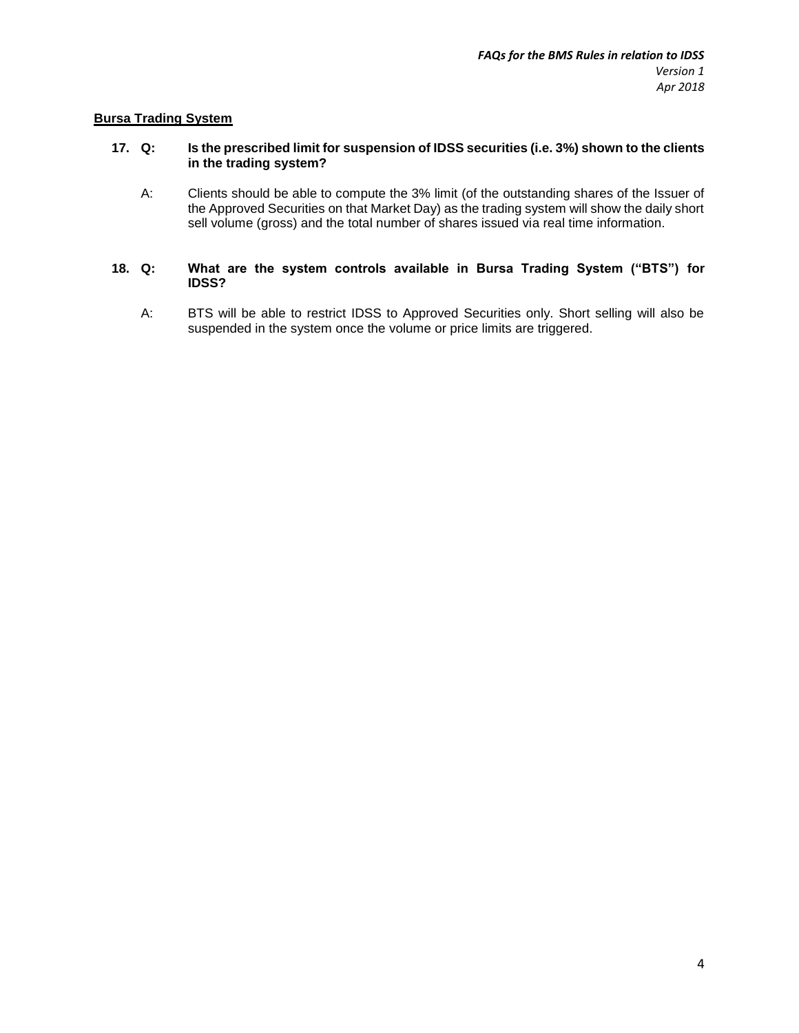**Bursa Trading System**

**17. Q: Is the prescribed limit for suspension of IDSS securities (i.e. 3%) shown to the clients in the trading system?**

A: Clients should be able to compute the 3% limit (of the outstanding shares of the Issuer of the Approved Securities on that Market Day) as the trading system will show the daily short sell volume (gross) and the total number of shares issued via real time information.

**18. Q: What are the system controls available in Bursa Trading System ("BTS") for IDSS?**

A: BTS will be able to restrict IDSS to Approved Securities only. Short selling will also be suspended in the system once the volume or price limits are triggered.